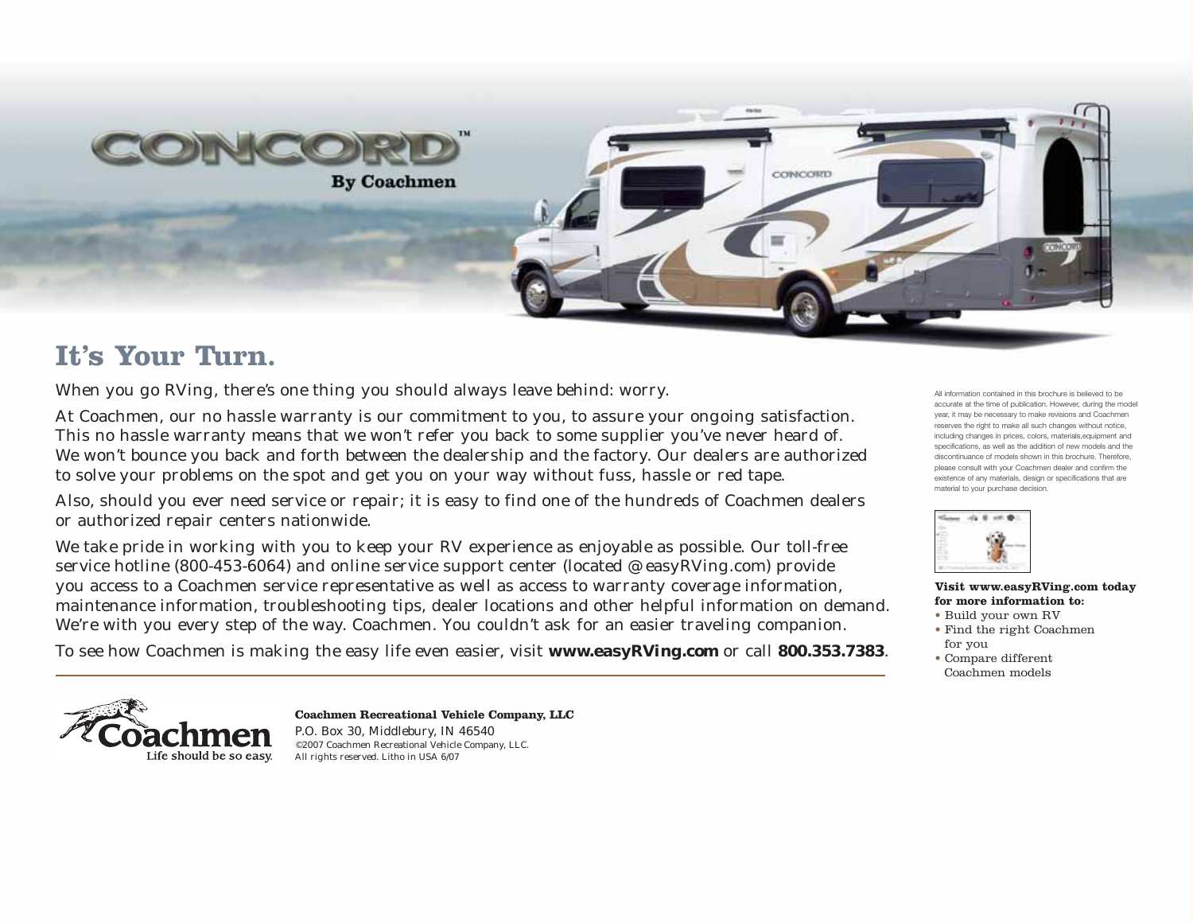# CONCORD™

**By Coachmen**

## It's Your Turn.

When you go RVing, there's one thing you should always leave behind: worry.

At Coachmen, our no hassle warranty is our commitment to you, to assure your ongoing satisfaction. This no hassle warranty means that we won't refer you back to some supplier you've never heard of. We won't bounce you back and forth between the dealership and the factory. Our dealers are authorized to solve your problems on the spot and get you on your way without fuss, hassle or red tape.

Also, should you ever need service or repair; it is easy to find one of the hundreds of Coachmen dealers or authorized repair centers nationwide.

We take pride in working with you to keep your RV experience as enjoyable as possible. Our toll-free service hotline (800-453-6064) and online service support center (located @ easyRVing.com) provide you access to a Coachmen service representative as well as access to warranty coverage information, maintenance information, troubleshooting tips, dealer locations and other helpful information on demand. We're with you every step of the way. Coachmen. You couldn't ask for an easier traveling companion.

To see how Coachmen is making the easy life even easier, visit **www.easyRVing.com** or call **800.353.7383**.

All information contained in this brochure is believed to be accurate at the time of publication. However, during the model year, it may be necessary to make revisions and Coachmen reserves the right to make all such changes without notice, including changes in prices, colors, materials,equipment and specifications, as well as the addition of new models and the discontinuance of models shown in this brochure. Therefore, please consult with your Coachmen dealer and confirm the existence of any materials, design or specifications that are material to your purchase decision.

**Visit www.easyRVing.com today for more information to:**

- Build your own RV
- Find the right Coachmen for you
- Compare different Coachmen models

Coachmen — Life should be so easy.

**Coachmen Recreational Vehicle Company, LLC**

P.O. Box 30, Middlebury, IN 46540

*©2007 Coachmen Recreational Vehicle Company, LLC.*

*All rights reserved. Litho in USA 6/07*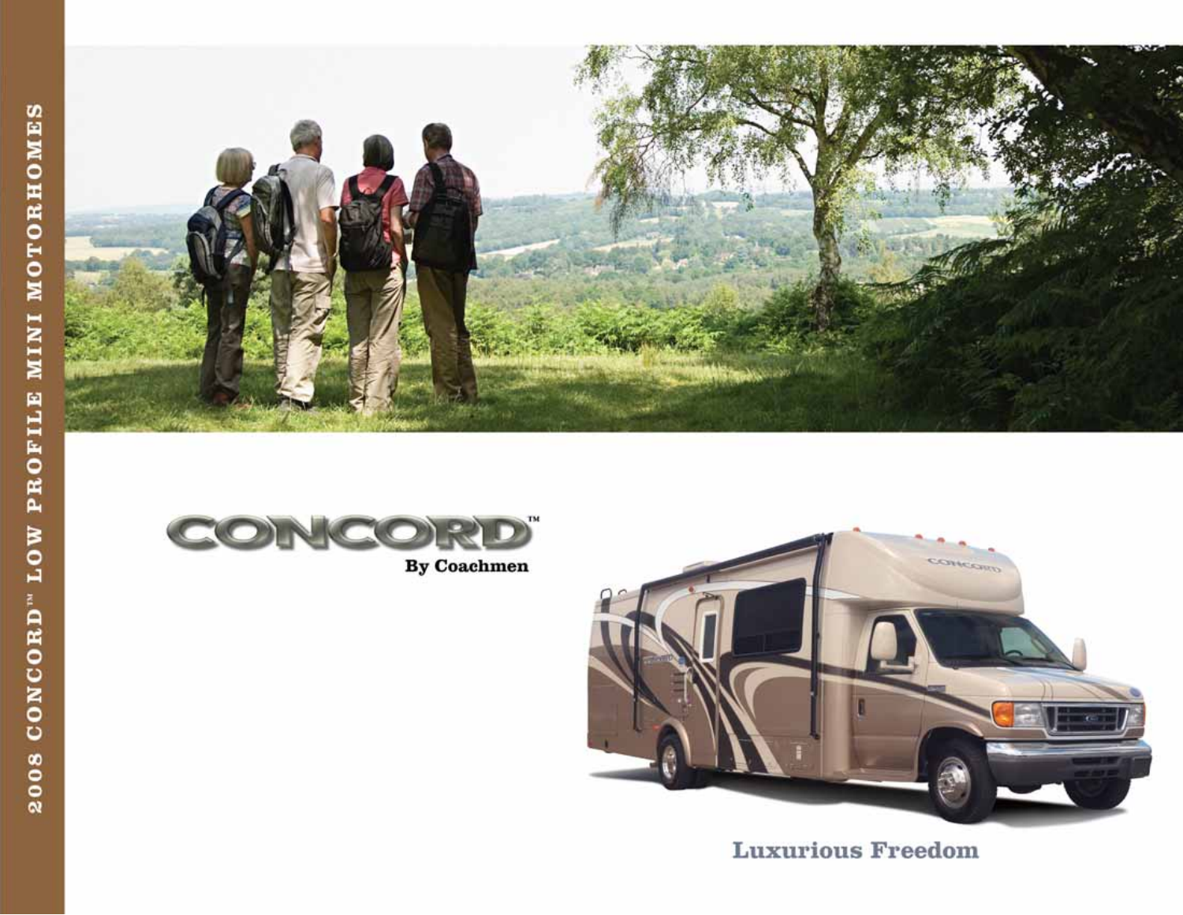2008 CONCORD™ LOW PROFILE MINI MOTORHOMES

# CONCORD™

**By Coachmen**

Luxurious Freedom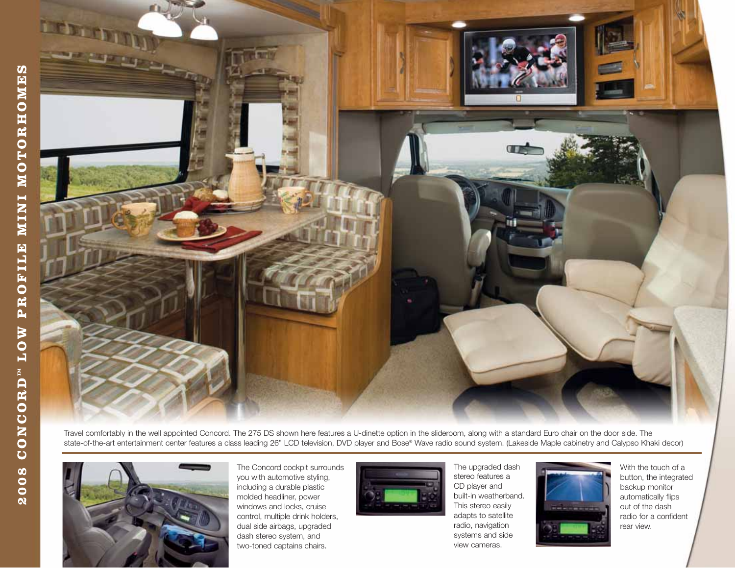Travel comfortably in the well appointed Concord. The 275 DS shown here features a U-dinette option in the slideroom, along with a standard Euro chair on the door side. The state-of-the-art entertainment center features a class leading 26" LCD television, DVD player and Bose® Wave radio sound system. (Lakeside Maple cabinetry and Calypso Khaki decor)

The Concord cockpit surrounds you with automotive styling, including a durable plastic molded headliner, power windows and locks, cruise control, multiple drink holders, dual side airbags, upgraded dash stereo system, and two-toned captains chairs.

The upgraded dash stereo features a CD player and built-in weatherband. This stereo easily adapts to satellite radio, navigation systems and side view cameras.

With the touch of a button, the integrated backup monitor automatically flips out of the dash radio for a confident rear view.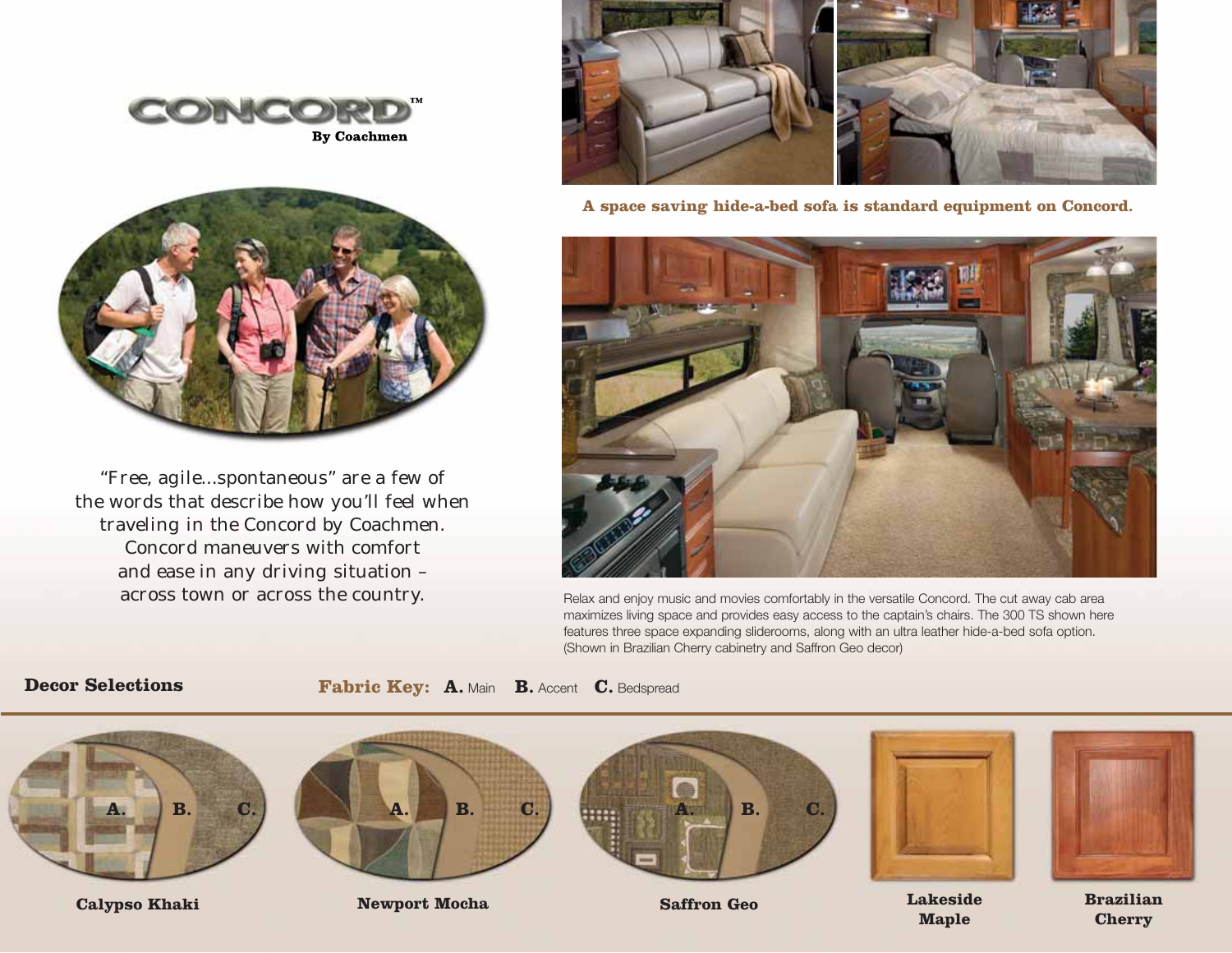# CONCORD™

By Coachmen

"Free, agile...spontaneous" are a few of the words that describe how you'll feel when traveling in the Concord by Coachmen. Concord maneuvers with comfort and ease in any driving situation – across town or across the country.

**A space saving hide-a-bed sofa is standard equipment on Concord.**

Relax and enjoy music and movies comfortably in the versatile Concord. The cut away cab area maximizes living space and provides easy access to the captain's chairs. The 300 TS shown here features three space expanding sliderooms, along with an ultra leather hide-a-bed sofa option. (Shown in Brazilian Cherry cabinetry and Saffron Geo decor)

## Decor Selections

**Fabric Key:** **A.** Main **B.** Accent **C.** Bedspread

A. B. C.

**Calypso Khaki**

A. B. C.

**Newport Mocha**

A. B. C.

**Saffron Geo**

**Lakeside Maple**

**Brazilian Cherry**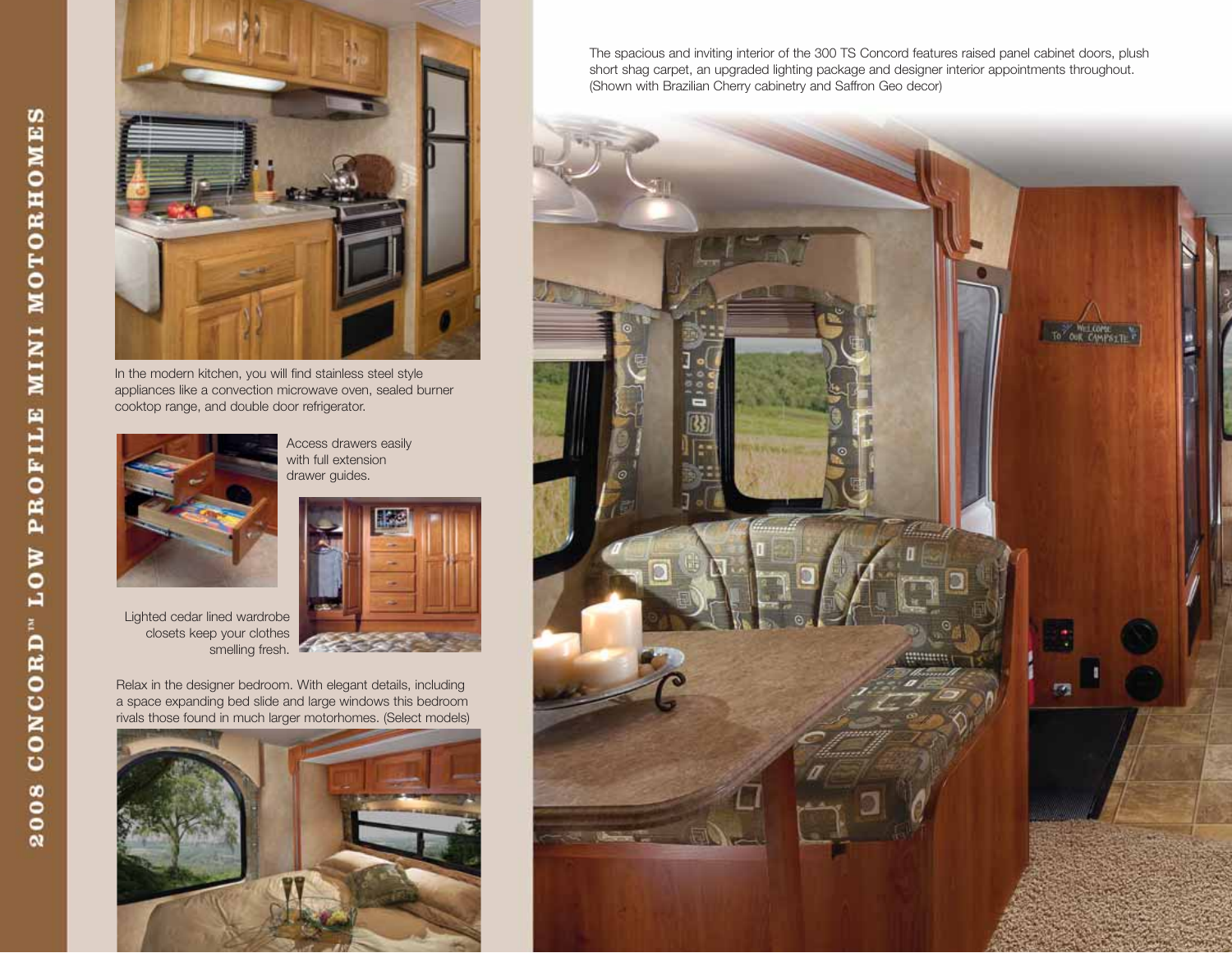In the modern kitchen, you will find stainless steel style appliances like a convection microwave oven, sealed burner cooktop range, and double door refrigerator.

Access drawers easily with full extension drawer guides.

Lighted cedar lined wardrobe closets keep your clothes smelling fresh.

Relax in the designer bedroom. With elegant details, including a space expanding bed slide and large windows this bedroom rivals those found in much larger motorhomes. (Select models)

The spacious and inviting interior of the 300 TS Concord features raised panel cabinet doors, plush short shag carpet, an upgraded lighting package and designer interior appointments throughout. (Shown with Brazilian Cherry cabinetry and Saffron Geo decor)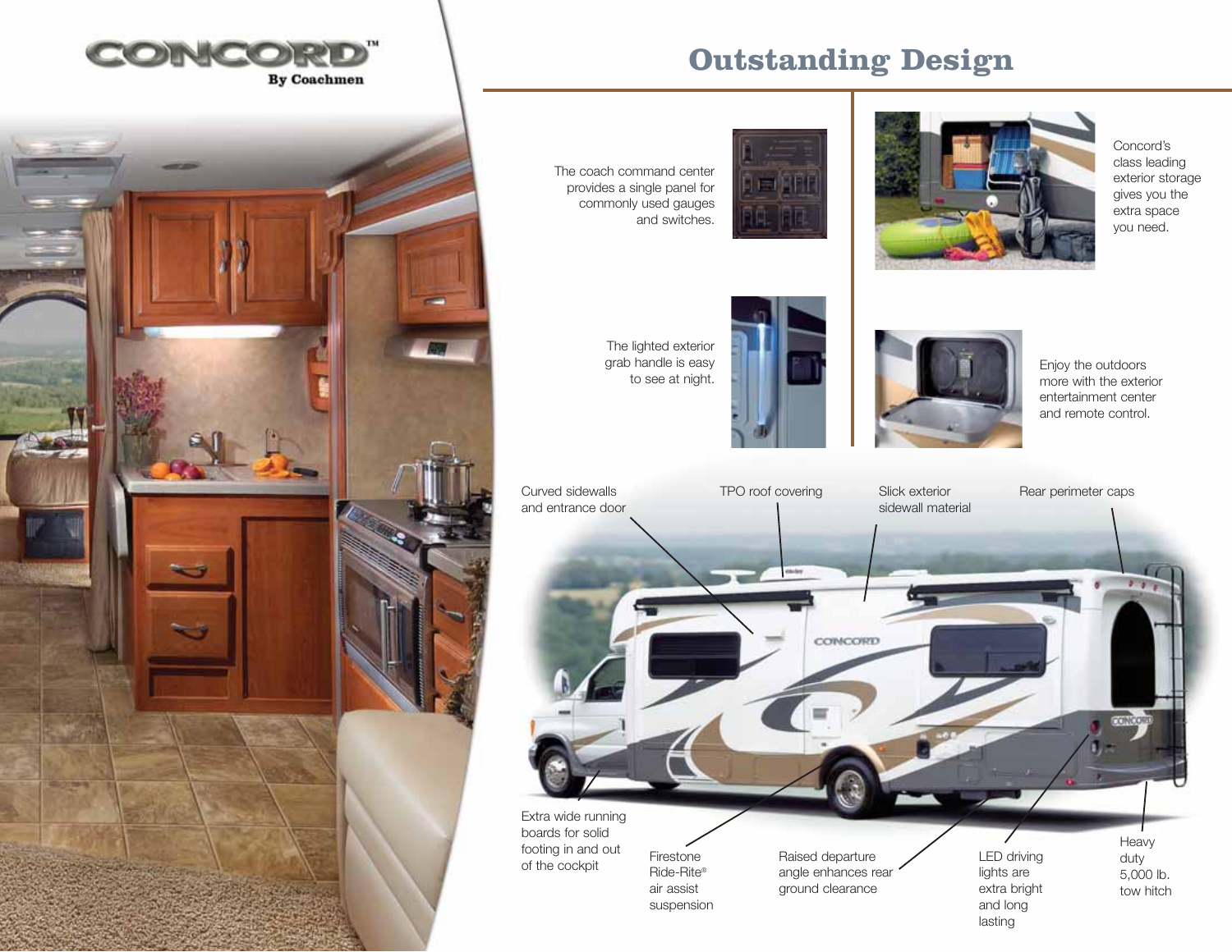CONCORD™
By Coachmen

# Outstanding Design

The coach command center provides a single panel for commonly used gauges and switches.

The lighted exterior grab handle is easy to see at night.

Concord's class leading exterior storage gives you the extra space you need.

Enjoy the outdoors more with the exterior entertainment center and remote control.

Curved sidewalls and entrance door

TPO roof covering

Slick exterior sidewall material

Rear perimeter caps

Extra wide running boards for solid footing in and out of the cockpit

Firestone Ride-Rite® air assist suspension

Raised departure angle enhances rear ground clearance

LED driving lights are extra bright and long lasting

Heavy duty 5,000 lb. tow hitch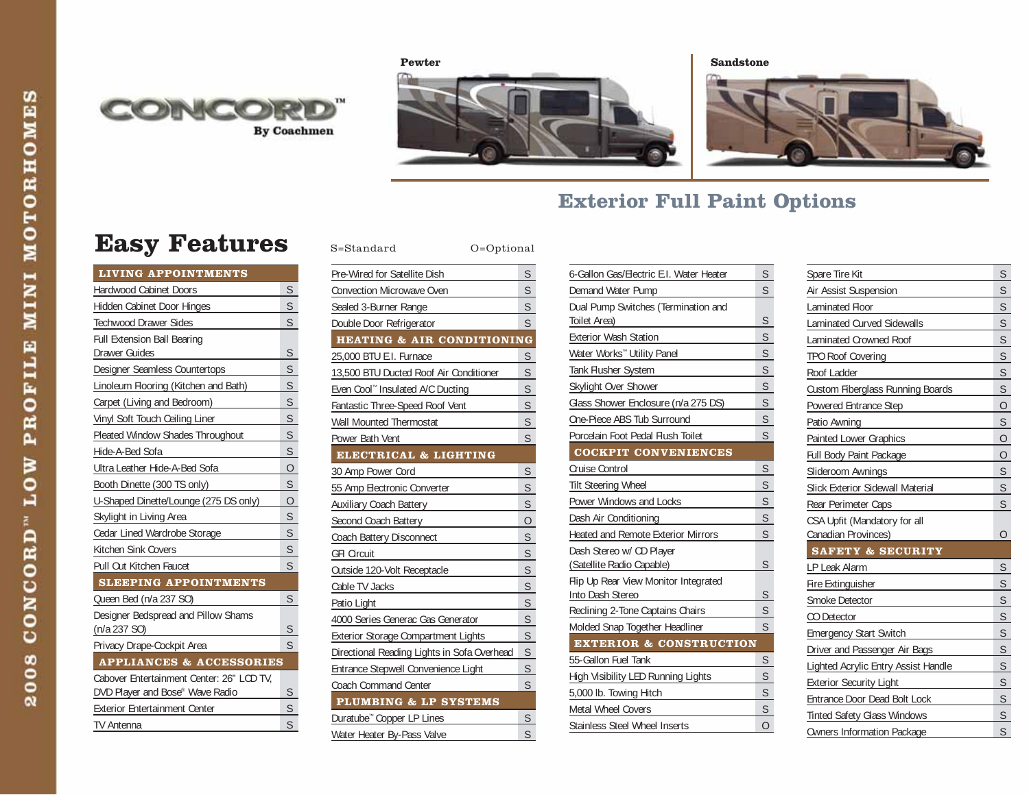# CONCORD™

By Coachmen

Pewter

Sandstone

## Exterior Full Paint Options

## Easy Features

S=Standard O=Optional

| LIVING APPOINTMENTS | |
|---|---|
| Hardwood Cabinet Doors | S |
| Hidden Cabinet Door Hinges | S |
| Techwood Drawer Sides | S |
| Full Extension Ball Bearing Drawer Guides | S |
| Designer Seamless Countertops | S |
| Linoleum Flooring (Kitchen and Bath) | S |
| Carpet (Living and Bedroom) | S |
| Vinyl Soft Touch Ceiling Liner | S |
| Pleated Window Shades Throughout | S |
| Hide-A-Bed Sofa | S |
| Ultra Leather Hide-A-Bed Sofa | O |
| Booth Dinette (300 TS only) | S |
| U-Shaped Dinette/Lounge (275 DS only) | O |
| Skylight in Living Area | S |
| Cedar Lined Wardrobe Storage | S |
| Kitchen Sink Covers | S |
| Pull Out Kitchen Faucet | S |

| SLEEPING APPOINTMENTS | |
|---|---|
| Queen Bed (n/a 237 SO) | S |
| Designer Bedspread and Pillow Shams (n/a 237 SO) | S |
| Privacy Drape-Cockpit Area | S |

| APPLIANCES & ACCESSORIES | |
|---|---|
| Cabover Entertainment Center: 26" LCD TV, DVD Player and Bose® Wave Radio | S |
| Exterior Entertainment Center | S |
| TV Antenna | S |
| Pre-Wired for Satellite Dish | S |
| Convection Microwave Oven | S |
| Sealed 3-Burner Range | S |
| Double Door Refrigerator | S |

| HEATING & AIR CONDITIONING | |
|---|---|
| 25,000 BTU E.I. Furnace | S |
| 13,500 BTU Ducted Roof Air Conditioner | S |
| Even Cool™ Insulated A/C Ducting | S |
| Fantastic Three-Speed Roof Vent | S |
| Wall Mounted Thermostat | S |
| Power Bath Vent | S |

| ELECTRICAL & LIGHTING | |
|---|---|
| 30 Amp Power Cord | S |
| 55 Amp Electronic Converter | S |
| Auxiliary Coach Battery | S |
| Second Coach Battery | O |
| Coach Battery Disconnect | S |
| GFI Circuit | S |
| Outside 120-Volt Receptacle | S |
| Cable TV Jacks | S |
| Patio Light | S |
| 4000 Series Generac Gas Generator | S |
| Exterior Storage Compartment Lights | S |
| Directional Reading Lights in Sofa Overhead | S |
| Entrance Stepwell Convenience Light | S |
| Coach Command Center | S |

| PLUMBING & LP SYSTEMS | |
|---|---|
| Duratube™ Copper LP Lines | S |
| Water Heater By-Pass Valve | S |
| 6-Gallon Gas/Electric E.I. Water Heater | S |
| Demand Water Pump | S |
| Dual Pump Switches (Termination and Toilet Area) | S |
| Exterior Wash Station | S |
| Water Works™ Utility Panel | S |
| Tank Flusher System | S |
| Skylight Over Shower | S |
| Glass Shower Enclosure (n/a 275 DS) | S |
| One-Piece ABS Tub Surround | S |
| Porcelain Foot Pedal Flush Toilet | S |

| COCKPIT CONVENIENCES | |
|---|---|
| Cruise Control | S |
| Tilt Steering Wheel | S |
| Power Windows and Locks | S |
| Dash Air Conditioning | S |
| Heated and Remote Exterior Mirrors | S |
| Dash Stereo w/ CD Player (Satellite Radio Capable) | S |
| Flip Up Rear View Monitor Integrated Into Dash Stereo | S |
| Reclining 2-Tone Captains Chairs | S |
| Molded Snap Together Headliner | S |

| EXTERIOR & CONSTRUCTION | |
|---|---|
| 55-Gallon Fuel Tank | S |
| High Visibility LED Running Lights | S |
| 5,000 lb. Towing Hitch | S |
| Metal Wheel Covers | S |
| Stainless Steel Wheel Inserts | O |
| Spare Tire Kit | S |
| Air Assist Suspension | S |
| Laminated Floor | S |
| Laminated Curved Sidewalls | S |
| Laminated Crowned Roof | S |
| TPO Roof Covering | S |
| Roof Ladder | S |
| Custom Fiberglass Running Boards | S |
| Powered Entrance Step | O |
| Patio Awning | S |
| Painted Lower Graphics | O |
| Full Body Paint Package | O |
| Slideroom Awnings | S |
| Slick Exterior Sidewall Material | S |
| Rear Perimeter Caps | S |
| CSA Upfit (Mandatory for all Canadian Provinces) | O |

| SAFETY & SECURITY | |
|---|---|
| LP Leak Alarm | S |
| Fire Extinguisher | S |
| Smoke Detector | S |
| CO Detector | S |
| Emergency Start Switch | S |
| Driver and Passenger Air Bags | S |
| Lighted Acrylic Entry Assist Handle | S |
| Exterior Security Light | S |
| Entrance Door Dead Bolt Lock | S |
| Tinted Safety Glass Windows | S |
| Owners Information Package | S |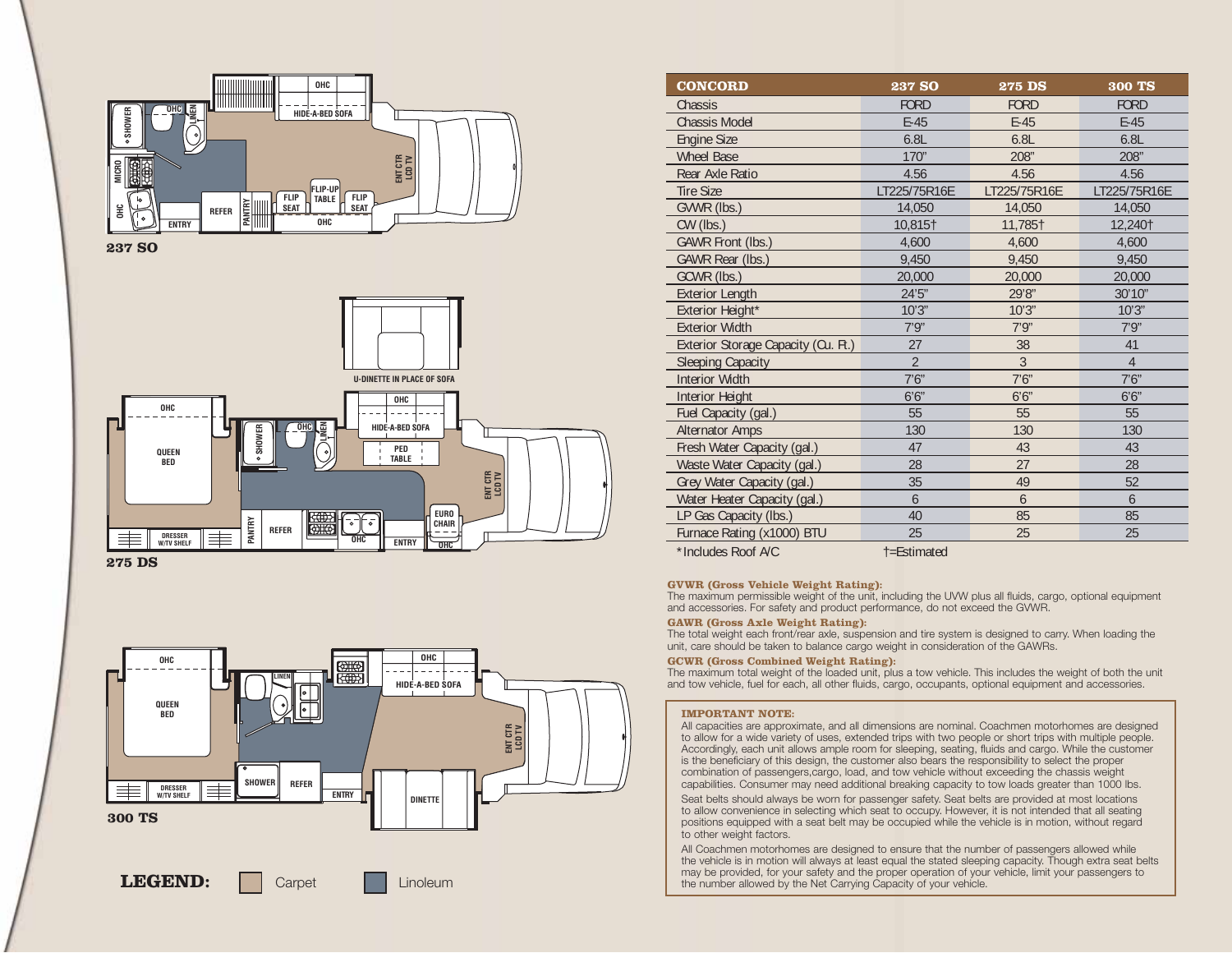237 SO

275 DS

300 TS

**LEGEND:** Carpet Linoleum

| CONCORD | 237 SO | 275 DS | 300 TS |
|---|---|---|---|
| Chassis | FORD | FORD | FORD |
| Chassis Model | E-45 | E-45 | E-45 |
| Engine Size | 6.8L | 6.8L | 6.8L |
| Wheel Base | 170" | 208" | 208" |
| Rear Axle Ratio | 4.56 | 4.56 | 4.56 |
| Tire Size | LT225/75R16E | LT225/75R16E | LT225/75R16E |
| GVWR (lbs.) | 14,050 | 14,050 | 14,050 |
| CW (lbs.) | 10,815† | 11,785† | 12,240† |
| GAWR Front (lbs.) | 4,600 | 4,600 | 4,600 |
| GAWR Rear (lbs.) | 9,450 | 9,450 | 9,450 |
| GCWR (lbs.) | 20,000 | 20,000 | 20,000 |
| Exterior Length | 24'5" | 29'8" | 30'10" |
| Exterior Height* | 10'3" | 10'3" | 10'3" |
| Exterior Width | 7'9" | 7'9" | 7'9" |
| Exterior Storage Capacity (Cu. Ft.) | 27 | 38 | 41 |
| Sleeping Capacity | 2 | 3 | 4 |
| Interior Width | 7'6" | 7'6" | 7'6" |
| Interior Height | 6'6" | 6'6" | 6'6" |
| Fuel Capacity (gal.) | 55 | 55 | 55 |
| Alternator Amps | 130 | 130 | 130 |
| Fresh Water Capacity (gal.) | 47 | 43 | 43 |
| Waste Water Capacity (gal.) | 28 | 27 | 28 |
| Grey Water Capacity (gal.) | 35 | 49 | 52 |
| Water Heater Capacity (gal.) | 6 | 6 | 6 |
| LP Gas Capacity (lbs.) | 40 | 85 | 85 |
| Furnace Rating (x1000) BTU | 25 | 25 | 25 |

*Includes Roof A/C †=Estimated

**GVWR (Gross Vehicle Weight Rating):**
The maximum permissible weight of the unit, including the UVW plus all fluids, cargo, optional equipment and accessories. For safety and product performance, do not exceed the GVWR.

**GAWR (Gross Axle Weight Rating):**
The total weight each front/rear axle, suspension and tire system is designed to carry. When loading the unit, care should be taken to balance cargo weight in consideration of the GAWRs.

**GCWR (Gross Combined Weight Rating):**
The maximum total weight of the loaded unit, plus a tow vehicle. This includes the weight of both the unit and tow vehicle, fuel for each, all other fluids, cargo, occupants, optional equipment and accessories.

**IMPORTANT NOTE:**

All capacities are approximate, and all dimensions are nominal. Coachmen motorhomes are designed to allow for a wide variety of uses, extended trips with two people or short trips with multiple people. Accordingly, each unit allows ample room for sleeping, seating, fluids and cargo. While the customer is the beneficiary of this design, the customer also bears the responsibility to select the proper combination of passengers,cargo, load, and tow vehicle without exceeding the chassis weight capabilities. Consumer may need additional breaking capacity to tow loads greater than 1000 lbs.

Seat belts should always be worn for passenger safety. Seat belts are provided at most locations to allow convenience in selecting which seat to occupy. However, it is not intended that all seating positions equipped with a seat belt may be occupied while the vehicle is in motion, without regard to other weight factors.

All Coachmen motorhomes are designed to ensure that the number of passengers allowed while the vehicle is in motion will always at least equal the stated sleeping capacity. Though extra seat belts may be provided, for your safety and the proper operation of your vehicle, limit your passengers to the number allowed by the Net Carrying Capacity of your vehicle.